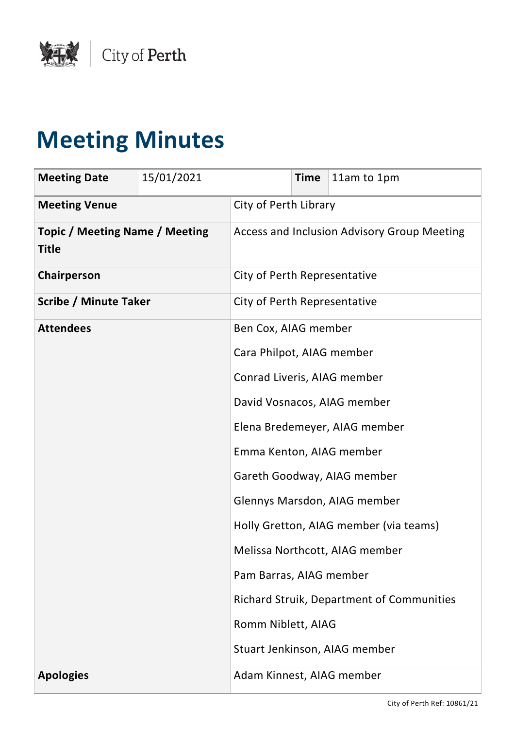City of Perth

# Meeting Minutes

| Meeting Date | 15/01/2021 | Time | 11am to 1pm |
|---|---|---|---|
| **Meeting Venue** | City of Perth Library | | |
| **Topic / Meeting Name / Meeting Title** | Access and Inclusion Advisory Group Meeting | | |
| **Chairperson** | City of Perth Representative | | |
| **Scribe / Minute Taker** | City of Perth Representative | | |
| **Attendees** | Ben Cox, AIAG member<br>Cara Philpot, AIAG member<br>Conrad Liveris, AIAG member<br>David Vosnacos, AIAG member<br>Elena Bredemeyer, AIAG member<br>Emma Kenton, AIAG member<br>Gareth Goodway, AIAG member<br>Glennys Marsdon, AIAG member<br>Holly Gretton, AIAG member (via teams)<br>Melissa Northcott, AIAG member<br>Pam Barras, AIAG member<br>Richard Struik, Department of Communities<br>Romm Niblett, AIAG<br>Stuart Jenkinson, AIAG member | | |
| **Apologies** | Adam Kinnest, AIAG member | | |

City of Perth Ref: 10861/21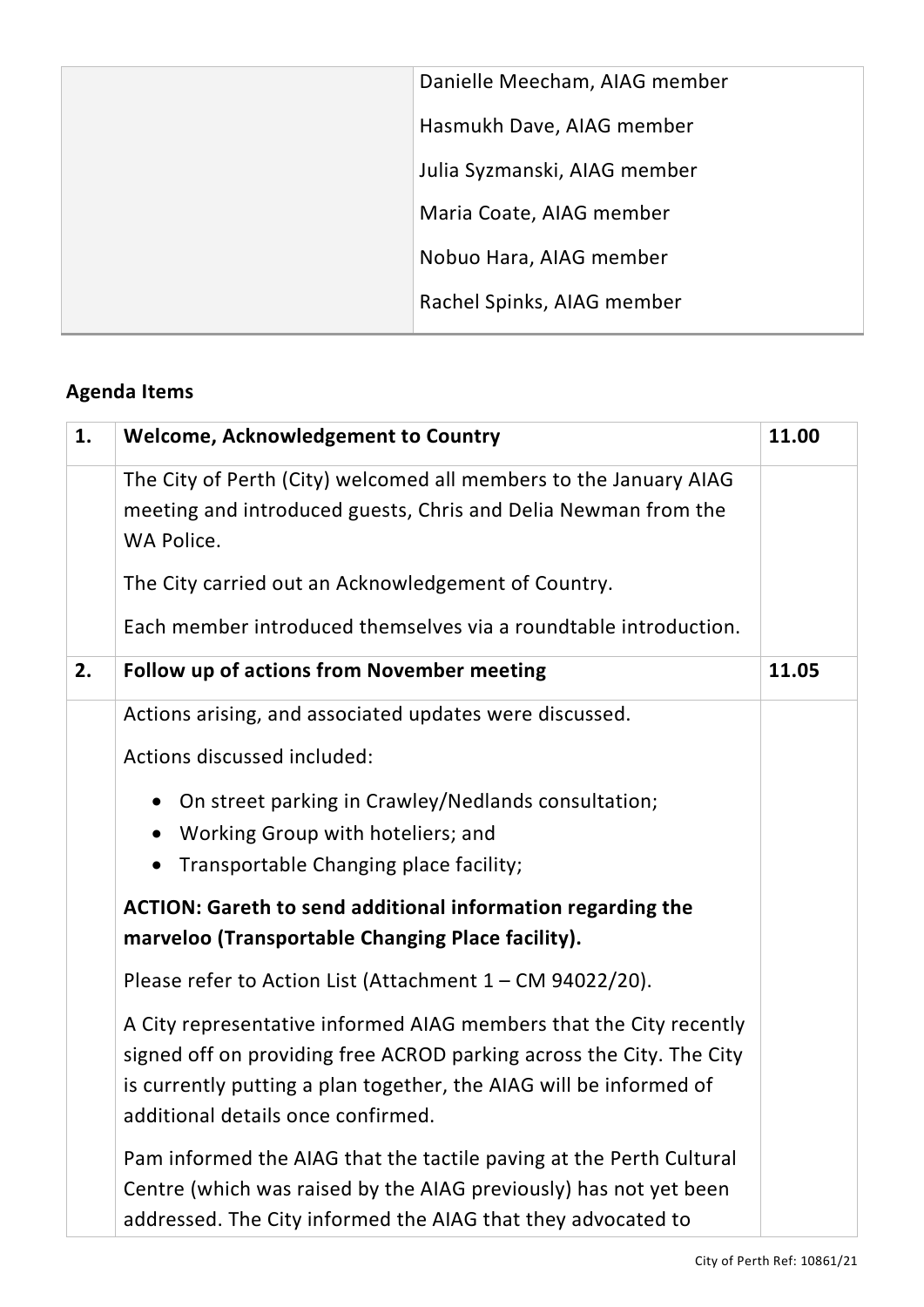| | |
|---|---|
| | Danielle Meecham, AIAG member<br>Hasmukh Dave, AIAG member<br>Julia Syzmanski, AIAG member<br>Maria Coate, AIAG member<br>Nobuo Hara, AIAG member<br>Rachel Spinks, AIAG member |

## Agenda Items

| | | |
|---|---|---|
| **1.** | **Welcome, Acknowledgement to Country** | **11.00** |
| | The City of Perth (City) welcomed all members to the January AIAG meeting and introduced guests, Chris and Delia Newman from the WA Police.<br><br>The City carried out an Acknowledgement of Country.<br><br>Each member introduced themselves via a roundtable introduction. | |
| **2.** | **Follow up of actions from November meeting** | **11.05** |
| | Actions arising, and associated updates were discussed.<br><br>Actions discussed included:<br><br>• On street parking in Crawley/Nedlands consultation;<br>• Working Group with hoteliers; and<br>• Transportable Changing place facility;<br><br>**ACTION: Gareth to send additional information regarding the marveloo (Transportable Changing Place facility).**<br><br>Please refer to Action List (Attachment 1 – CM 94022/20).<br><br>A City representative informed AIAG members that the City recently signed off on providing free ACROD parking across the City. The City is currently putting a plan together, the AIAG will be informed of additional details once confirmed.<br><br>Pam informed the AIAG that the tactile paving at the Perth Cultural Centre (which was raised by the AIAG previously) has not yet been addressed. The City informed the AIAG that they advocated to | |

City of Perth Ref: 10861/21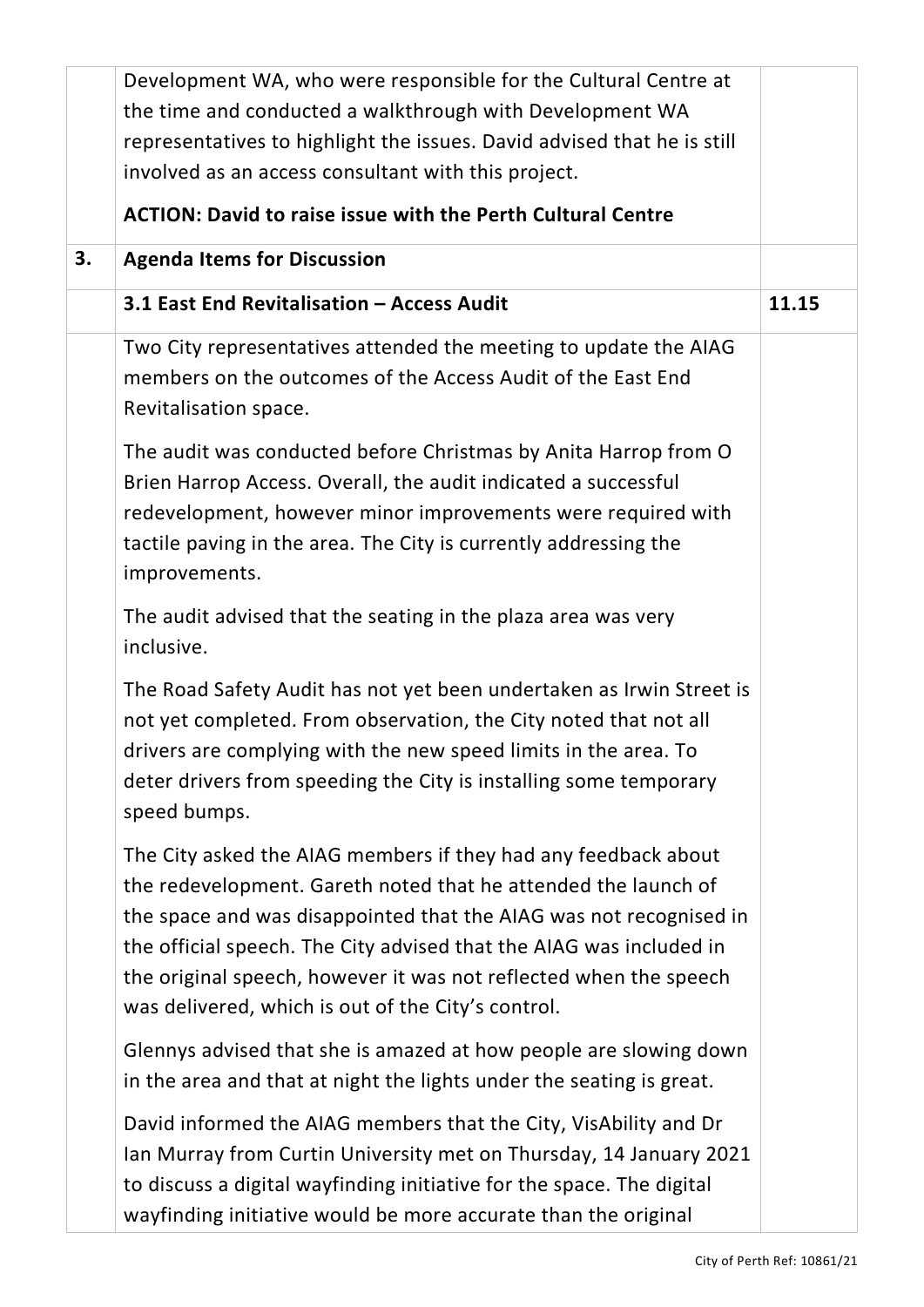| | | |
|---|---|---|
| | Development WA, who were responsible for the Cultural Centre at the time and conducted a walkthrough with Development WA representatives to highlight the issues. David advised that he is still involved as an access consultant with this project.<br><br>**ACTION: David to raise issue with the Perth Cultural Centre** | |
| **3.** | **Agenda Items for Discussion** | |
| | **3.1 East End Revitalisation – Access Audit** | **11.15** |
| | Two City representatives attended the meeting to update the AIAG members on the outcomes of the Access Audit of the East End Revitalisation space.<br><br>The audit was conducted before Christmas by Anita Harrop from O Brien Harrop Access. Overall, the audit indicated a successful redevelopment, however minor improvements were required with tactile paving in the area. The City is currently addressing the improvements.<br><br>The audit advised that the seating in the plaza area was very inclusive.<br><br>The Road Safety Audit has not yet been undertaken as Irwin Street is not yet completed. From observation, the City noted that not all drivers are complying with the new speed limits in the area. To deter drivers from speeding the City is installing some temporary speed bumps.<br><br>The City asked the AIAG members if they had any feedback about the redevelopment. Gareth noted that he attended the launch of the space and was disappointed that the AIAG was not recognised in the official speech. The City advised that the AIAG was included in the original speech, however it was not reflected when the speech was delivered, which is out of the City's control.<br><br>Glennys advised that she is amazed at how people are slowing down in the area and that at night the lights under the seating is great.<br><br>David informed the AIAG members that the City, VisAbility and Dr Ian Murray from Curtin University met on Thursday, 14 January 2021 to discuss a digital wayfinding initiative for the space. The digital wayfinding initiative would be more accurate than the original | |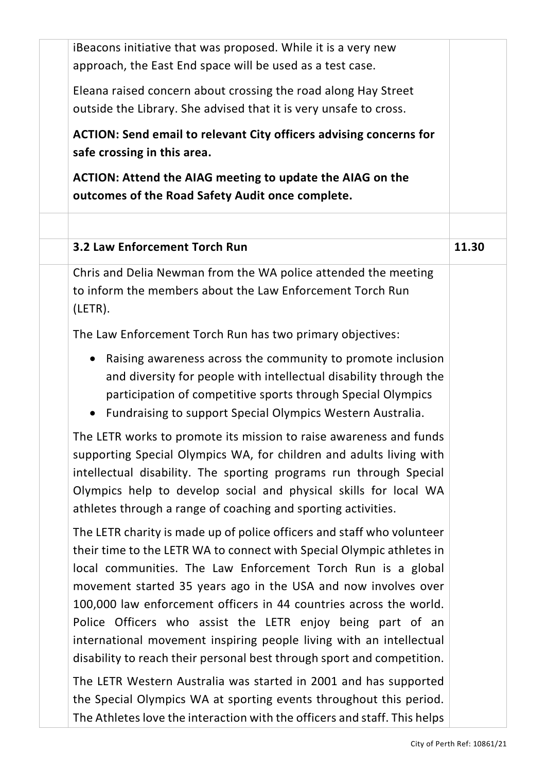| | | |
|---|---|---|
| | iBeacons initiative that was proposed. While it is a very new approach, the East End space will be used as a test case.<br><br>Eleana raised concern about crossing the road along Hay Street outside the Library. She advised that it is very unsafe to cross.<br><br>**ACTION: Send email to relevant City officers advising concerns for safe crossing in this area.**<br><br>**ACTION: Attend the AIAG meeting to update the AIAG on the outcomes of the Road Safety Audit once complete.** | |
| | | |
| | **3.2 Law Enforcement Torch Run** | **11.30** |
| | Chris and Delia Newman from the WA police attended the meeting to inform the members about the Law Enforcement Torch Run (LETR).<br><br>The Law Enforcement Torch Run has two primary objectives:<br><br>• Raising awareness across the community to promote inclusion and diversity for people with intellectual disability through the participation of competitive sports through Special Olympics<br>• Fundraising to support Special Olympics Western Australia.<br><br>The LETR works to promote its mission to raise awareness and funds supporting Special Olympics WA, for children and adults living with intellectual disability. The sporting programs run through Special Olympics help to develop social and physical skills for local WA athletes through a range of coaching and sporting activities.<br><br>The LETR charity is made up of police officers and staff who volunteer their time to the LETR WA to connect with Special Olympic athletes in local communities. The Law Enforcement Torch Run is a global movement started 35 years ago in the USA and now involves over 100,000 law enforcement officers in 44 countries across the world. Police Officers who assist the LETR enjoy being part of an international movement inspiring people living with an intellectual disability to reach their personal best through sport and competition.<br><br>The LETR Western Australia was started in 2001 and has supported the Special Olympics WA at sporting events throughout this period. The Athletes love the interaction with the officers and staff. This helps | |

City of Perth Ref: 10861/21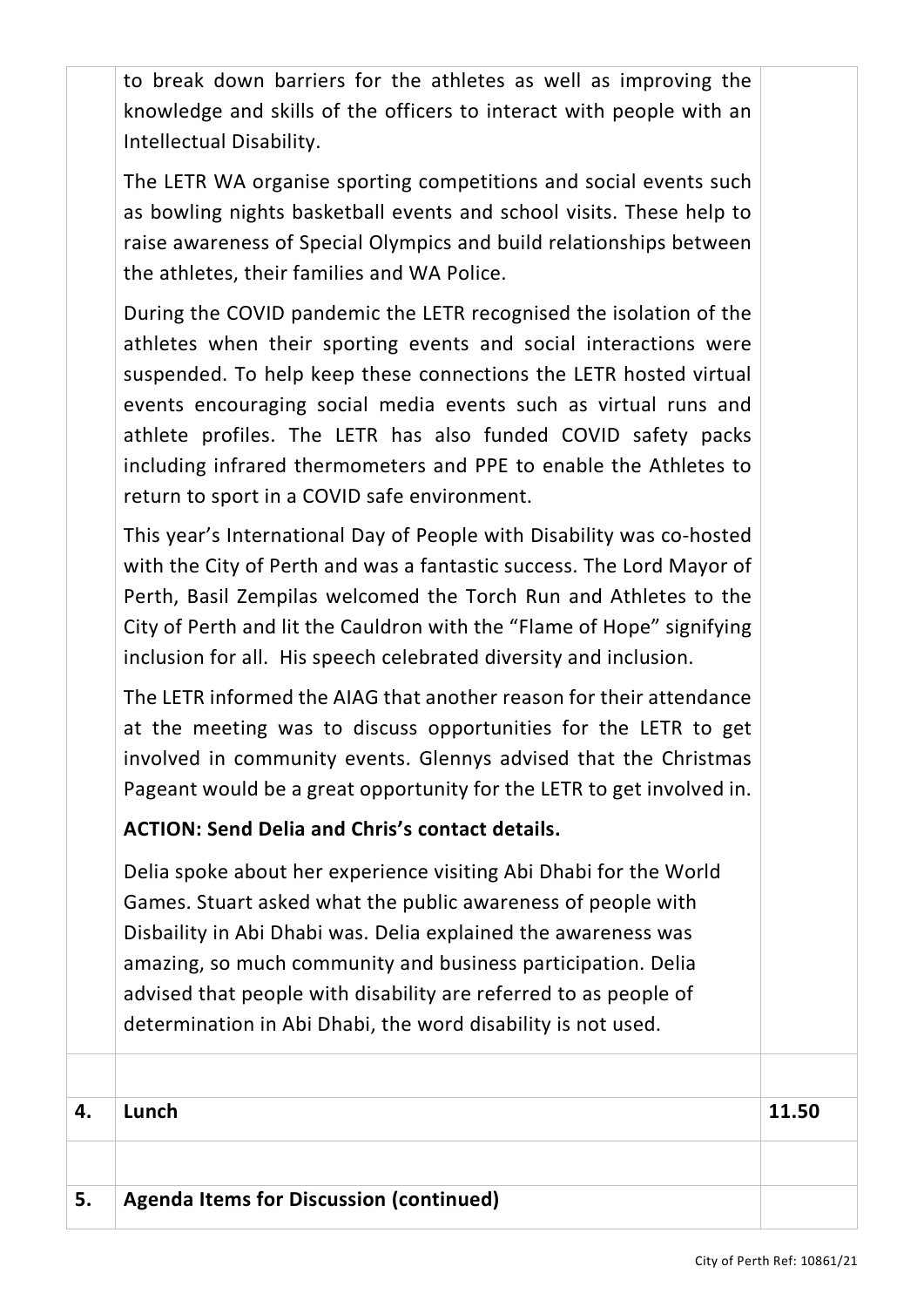| | | |
|---|---|---|
| | to break down barriers for the athletes as well as improving the knowledge and skills of the officers to interact with people with an Intellectual Disability.<br><br>The LETR WA organise sporting competitions and social events such as bowling nights basketball events and school visits. These help to raise awareness of Special Olympics and build relationships between the athletes, their families and WA Police.<br><br>During the COVID pandemic the LETR recognised the isolation of the athletes when their sporting events and social interactions were suspended. To help keep these connections the LETR hosted virtual events encouraging social media events such as virtual runs and athlete profiles. The LETR has also funded COVID safety packs including infrared thermometers and PPE to enable the Athletes to return to sport in a COVID safe environment.<br><br>This year's International Day of People with Disability was co-hosted with the City of Perth and was a fantastic success. The Lord Mayor of Perth, Basil Zempilas welcomed the Torch Run and Athletes to the City of Perth and lit the Cauldron with the "Flame of Hope" signifying inclusion for all. His speech celebrated diversity and inclusion.<br><br>The LETR informed the AIAG that another reason for their attendance at the meeting was to discuss opportunities for the LETR to get involved in community events. Glennys advised that the Christmas Pageant would be a great opportunity for the LETR to get involved in.<br><br>**ACTION: Send Delia and Chris's contact details.**<br><br>Delia spoke about her experience visiting Abi Dhabi for the World Games. Stuart asked what the public awareness of people with Disbaility in Abi Dhabi was. Delia explained the awareness was amazing, so much community and business participation. Delia advised that people with disability are referred to as people of determination in Abi Dhabi, the word disability is not used. | |
| | | |
| **4.** | **Lunch** | **11.50** |
| | | |
| **5.** | **Agenda Items for Discussion (continued)** | |

City of Perth Ref: 10861/21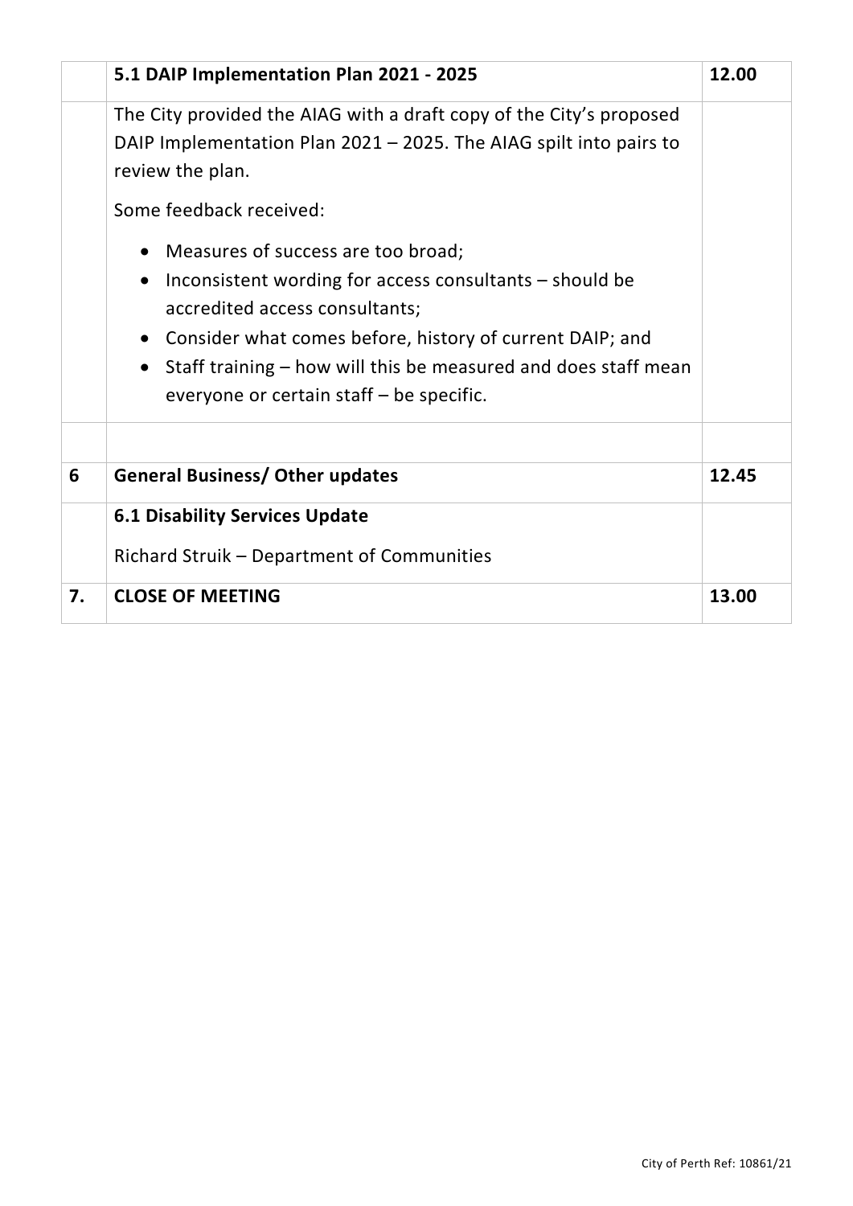| | | |
|---|---|---|
| | **5.1 DAIP Implementation Plan 2021 - 2025** | **12.00** |
| | The City provided the AIAG with a draft copy of the City's proposed DAIP Implementation Plan 2021 – 2025. The AIAG spilt into pairs to review the plan.<br><br>Some feedback received:<br><br>• Measures of success are too broad;<br>• Inconsistent wording for access consultants – should be accredited access consultants;<br>• Consider what comes before, history of current DAIP; and<br>• Staff training – how will this be measured and does staff mean everyone or certain staff – be specific. | |
| | | |
| **6** | **General Business/ Other updates** | **12.45** |
| | **6.1 Disability Services Update**<br><br>Richard Struik – Department of Communities | |
| **7.** | **CLOSE OF MEETING** | **13.00** |

City of Perth Ref: 10861/21